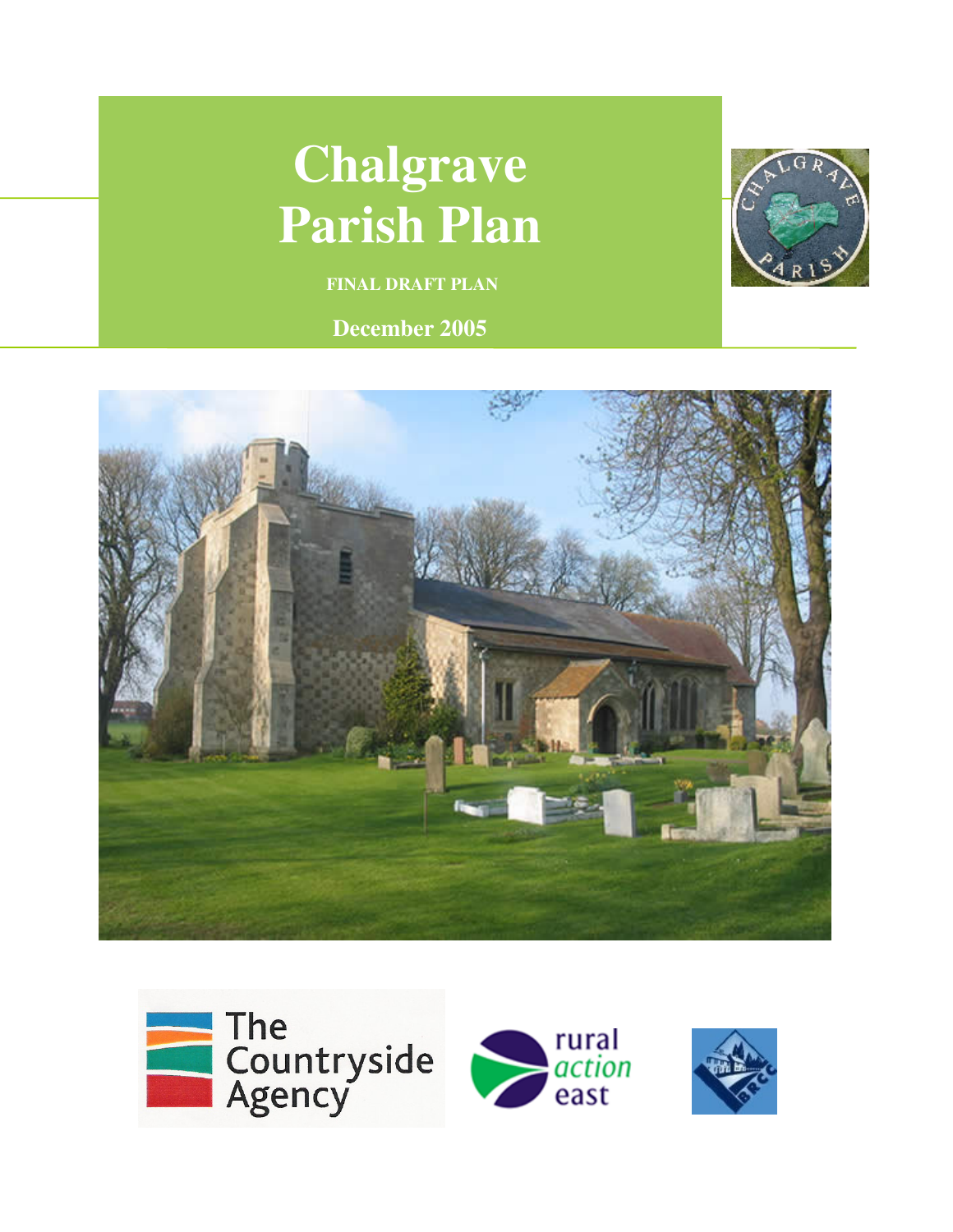# Chalgrave Parish Plan

**FINAL DRAFT PLAN**

**December 2005**

The Countryside Agency

rural action east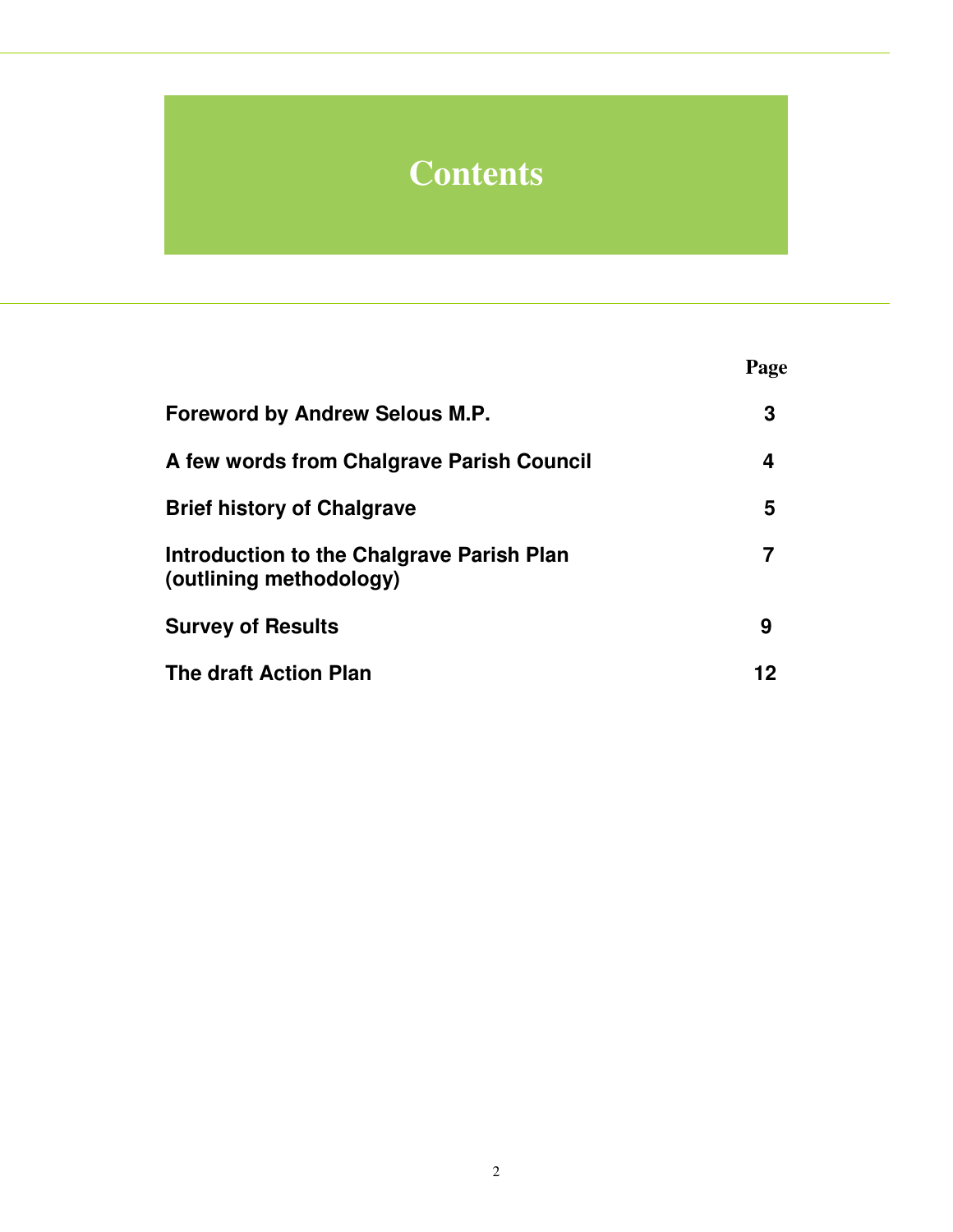# Contents

| | Page |
|---|---|
| **Foreword by Andrew Selous M.P.** | **3** |
| **A few words from Chalgrave Parish Council** | **4** |
| **Brief history of Chalgrave** | **5** |
| **Introduction to the Chalgrave Parish Plan (outlining methodology)** | **7** |
| **Survey of Results** | **9** |
| **The draft Action Plan** | **12** |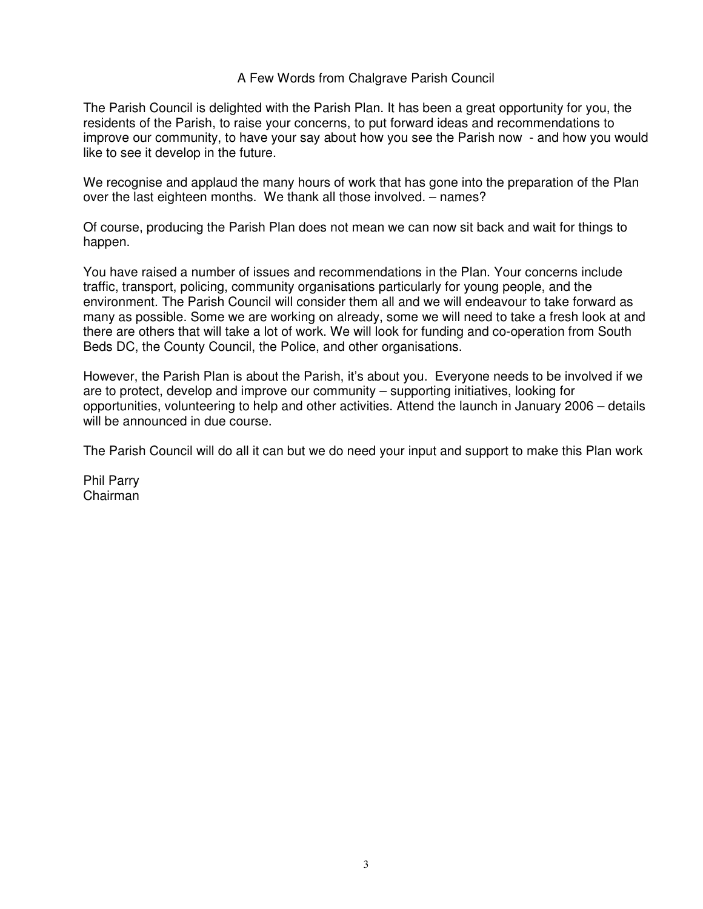## A Few Words from Chalgrave Parish Council

The Parish Council is delighted with the Parish Plan. It has been a great opportunity for you, the residents of the Parish, to raise your concerns, to put forward ideas and recommendations to improve our community, to have your say about how you see the Parish now - and how you would like to see it develop in the future.

We recognise and applaud the many hours of work that has gone into the preparation of the Plan over the last eighteen months. We thank all those involved. – names?

Of course, producing the Parish Plan does not mean we can now sit back and wait for things to happen.

You have raised a number of issues and recommendations in the Plan. Your concerns include traffic, transport, policing, community organisations particularly for young people, and the environment. The Parish Council will consider them all and we will endeavour to take forward as many as possible. Some we are working on already, some we will need to take a fresh look at and there are others that will take a lot of work. We will look for funding and co-operation from South Beds DC, the County Council, the Police, and other organisations.

However, the Parish Plan is about the Parish, it's about you. Everyone needs to be involved if we are to protect, develop and improve our community – supporting initiatives, looking for opportunities, volunteering to help and other activities. Attend the launch in January 2006 – details will be announced in due course.

The Parish Council will do all it can but we do need your input and support to make this Plan work

Phil Parry
Chairman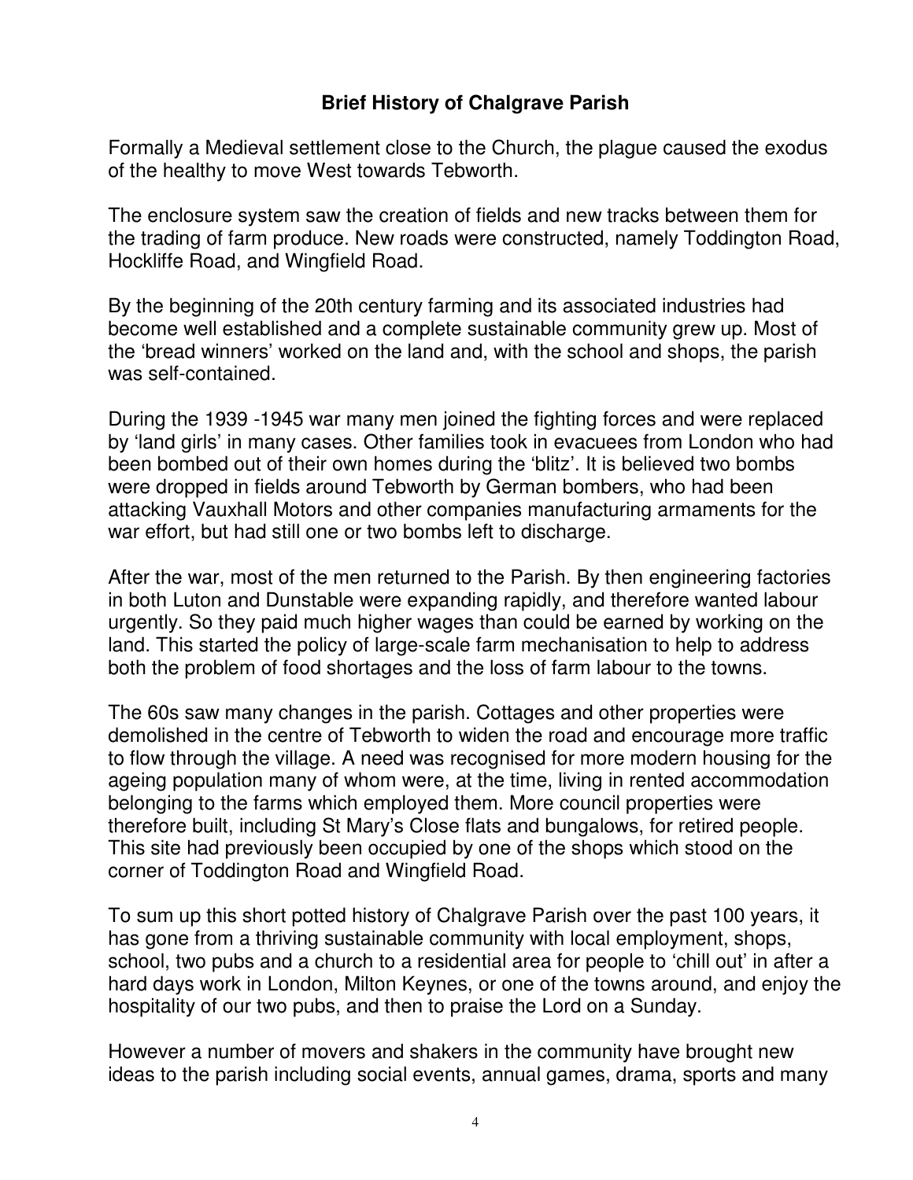## Brief History of Chalgrave Parish

Formally a Medieval settlement close to the Church, the plague caused the exodus of the healthy to move West towards Tebworth.

The enclosure system saw the creation of fields and new tracks between them for the trading of farm produce. New roads were constructed, namely Toddington Road, Hockliffe Road, and Wingfield Road.

By the beginning of the 20th century farming and its associated industries had become well established and a complete sustainable community grew up. Most of the 'bread winners' worked on the land and, with the school and shops, the parish was self-contained.

During the 1939 -1945 war many men joined the fighting forces and were replaced by 'land girls' in many cases. Other families took in evacuees from London who had been bombed out of their own homes during the 'blitz'. It is believed two bombs were dropped in fields around Tebworth by German bombers, who had been attacking Vauxhall Motors and other companies manufacturing armaments for the war effort, but had still one or two bombs left to discharge.

After the war, most of the men returned to the Parish. By then engineering factories in both Luton and Dunstable were expanding rapidly, and therefore wanted labour urgently. So they paid much higher wages than could be earned by working on the land. This started the policy of large-scale farm mechanisation to help to address both the problem of food shortages and the loss of farm labour to the towns.

The 60s saw many changes in the parish. Cottages and other properties were demolished in the centre of Tebworth to widen the road and encourage more traffic to flow through the village. A need was recognised for more modern housing for the ageing population many of whom were, at the time, living in rented accommodation belonging to the farms which employed them. More council properties were therefore built, including St Mary's Close flats and bungalows, for retired people. This site had previously been occupied by one of the shops which stood on the corner of Toddington Road and Wingfield Road.

To sum up this short potted history of Chalgrave Parish over the past 100 years, it has gone from a thriving sustainable community with local employment, shops, school, two pubs and a church to a residential area for people to 'chill out' in after a hard days work in London, Milton Keynes, or one of the towns around, and enjoy the hospitality of our two pubs, and then to praise the Lord on a Sunday.

However a number of movers and shakers in the community have brought new ideas to the parish including social events, annual games, drama, sports and many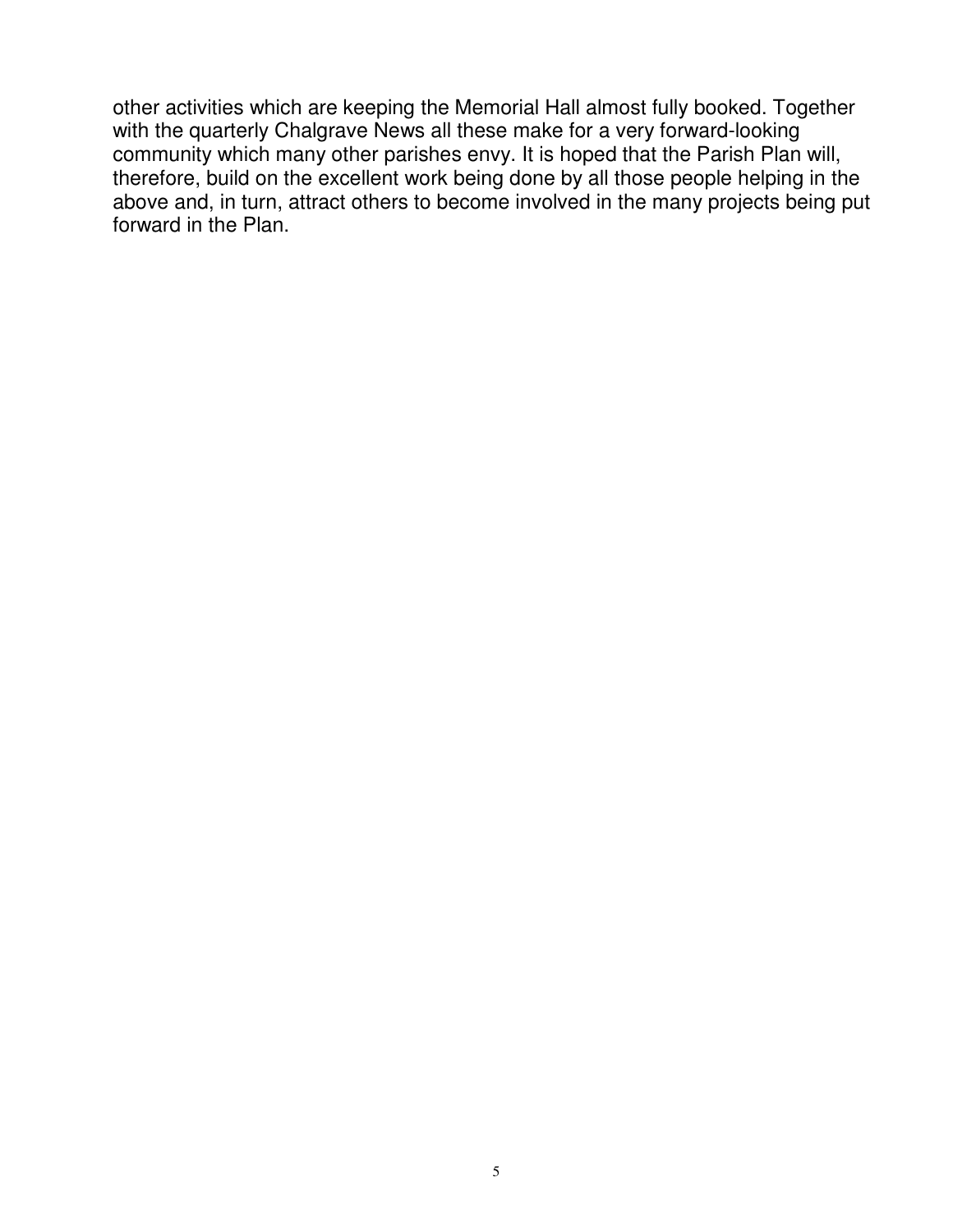other activities which are keeping the Memorial Hall almost fully booked. Together with the quarterly Chalgrave News all these make for a very forward-looking community which many other parishes envy. It is hoped that the Parish Plan will, therefore, build on the excellent work being done by all those people helping in the above and, in turn, attract others to become involved in the many projects being put forward in the Plan.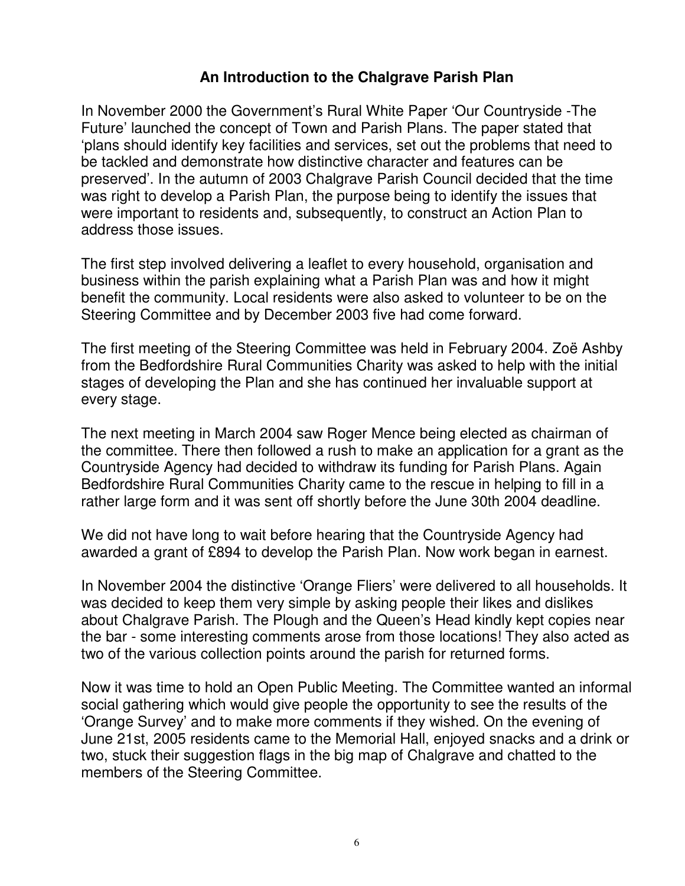## An Introduction to the Chalgrave Parish Plan

In November 2000 the Government's Rural White Paper 'Our Countryside -The Future' launched the concept of Town and Parish Plans. The paper stated that 'plans should identify key facilities and services, set out the problems that need to be tackled and demonstrate how distinctive character and features can be preserved'. In the autumn of 2003 Chalgrave Parish Council decided that the time was right to develop a Parish Plan, the purpose being to identify the issues that were important to residents and, subsequently, to construct an Action Plan to address those issues.

The first step involved delivering a leaflet to every household, organisation and business within the parish explaining what a Parish Plan was and how it might benefit the community. Local residents were also asked to volunteer to be on the Steering Committee and by December 2003 five had come forward.

The first meeting of the Steering Committee was held in February 2004. Zoë Ashby from the Bedfordshire Rural Communities Charity was asked to help with the initial stages of developing the Plan and she has continued her invaluable support at every stage.

The next meeting in March 2004 saw Roger Mence being elected as chairman of the committee. There then followed a rush to make an application for a grant as the Countryside Agency had decided to withdraw its funding for Parish Plans. Again Bedfordshire Rural Communities Charity came to the rescue in helping to fill in a rather large form and it was sent off shortly before the June 30th 2004 deadline.

We did not have long to wait before hearing that the Countryside Agency had awarded a grant of £894 to develop the Parish Plan. Now work began in earnest.

In November 2004 the distinctive 'Orange Fliers' were delivered to all households. It was decided to keep them very simple by asking people their likes and dislikes about Chalgrave Parish. The Plough and the Queen's Head kindly kept copies near the bar - some interesting comments arose from those locations! They also acted as two of the various collection points around the parish for returned forms.

Now it was time to hold an Open Public Meeting. The Committee wanted an informal social gathering which would give people the opportunity to see the results of the 'Orange Survey' and to make more comments if they wished. On the evening of June 21st, 2005 residents came to the Memorial Hall, enjoyed snacks and a drink or two, stuck their suggestion flags in the big map of Chalgrave and chatted to the members of the Steering Committee.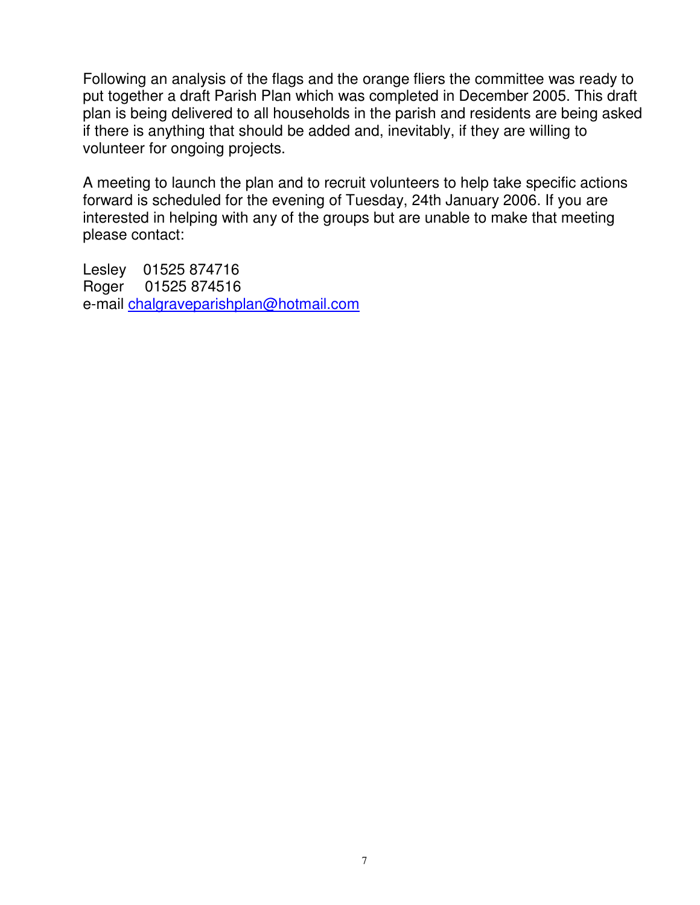Following an analysis of the flags and the orange fliers the committee was ready to put together a draft Parish Plan which was completed in December 2005. This draft plan is being delivered to all households in the parish and residents are being asked if there is anything that should be added and, inevitably, if they are willing to volunteer for ongoing projects.

A meeting to launch the plan and to recruit volunteers to help take specific actions forward is scheduled for the evening of Tuesday, 24th January 2006. If you are interested in helping with any of the groups but are unable to make that meeting please contact:

Lesley 01525 874716
Roger 01525 874516
e-mail chalgraveparishplan@hotmail.com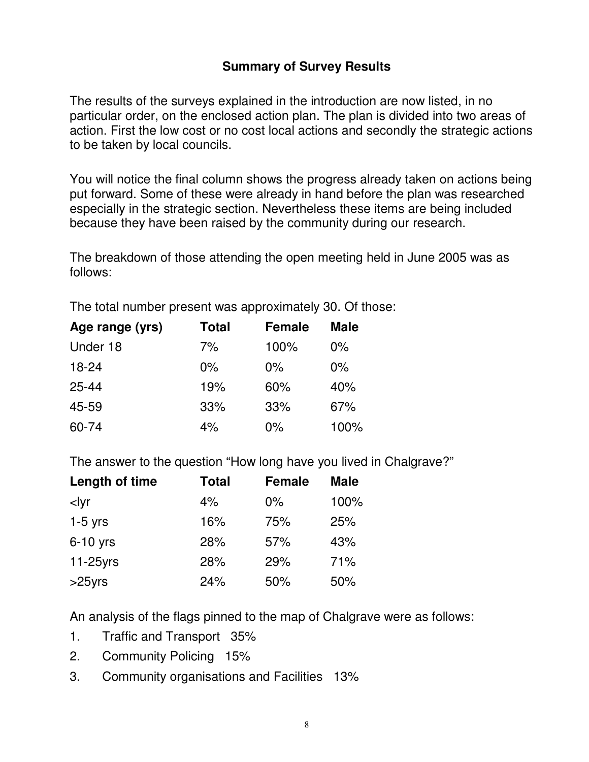## Summary of Survey Results

The results of the surveys explained in the introduction are now listed, in no particular order, on the enclosed action plan. The plan is divided into two areas of action. First the low cost or no cost local actions and secondly the strategic actions to be taken by local councils.

You will notice the final column shows the progress already taken on actions being put forward. Some of these were already in hand before the plan was researched especially in the strategic section. Nevertheless these items are being included because they have been raised by the community during our research.

The breakdown of those attending the open meeting held in June 2005 was as follows:

The total number present was approximately 30. Of those:

| Age range (yrs) | Total | Female | Male |
|---|---|---|---|
| Under 18 | 7% | 100% | 0% |
| 18-24 | 0% | 0% | 0% |
| 25-44 | 19% | 60% | 40% |
| 45-59 | 33% | 33% | 67% |
| 60-74 | 4% | 0% | 100% |

The answer to the question "How long have you lived in Chalgrave?"

| Length of time | Total | Female | Male |
|---|---|---|---|
| <lyr | 4% | 0% | 100% |
| 1-5 yrs | 16% | 75% | 25% |
| 6-10 yrs | 28% | 57% | 43% |
| 11-25yrs | 28% | 29% | 71% |
| >25yrs | 24% | 50% | 50% |

An analysis of the flags pinned to the map of Chalgrave were as follows:

1. Traffic and Transport 35%
2. Community Policing 15%
3. Community organisations and Facilities 13%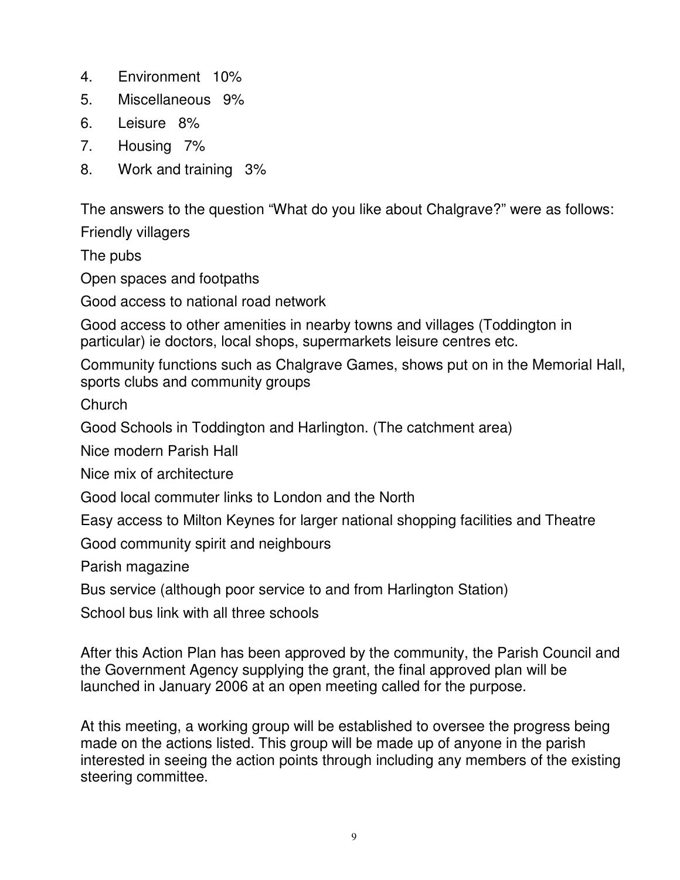4. Environment 10%
5. Miscellaneous 9%
6. Leisure 8%
7. Housing 7%
8. Work and training 3%

The answers to the question “What do you like about Chalgrave?” were as follows:

Friendly villagers

The pubs

Open spaces and footpaths

Good access to national road network

Good access to other amenities in nearby towns and villages (Toddington in particular) ie doctors, local shops, supermarkets leisure centres etc.

Community functions such as Chalgrave Games, shows put on in the Memorial Hall, sports clubs and community groups

Church

Good Schools in Toddington and Harlington. (The catchment area)

Nice modern Parish Hall

Nice mix of architecture

Good local commuter links to London and the North

Easy access to Milton Keynes for larger national shopping facilities and Theatre

Good community spirit and neighbours

Parish magazine

Bus service (although poor service to and from Harlington Station)

School bus link with all three schools

After this Action Plan has been approved by the community, the Parish Council and the Government Agency supplying the grant, the final approved plan will be launched in January 2006 at an open meeting called for the purpose.

At this meeting, a working group will be established to oversee the progress being made on the actions listed. This group will be made up of anyone in the parish interested in seeing the action points through including any members of the existing steering committee.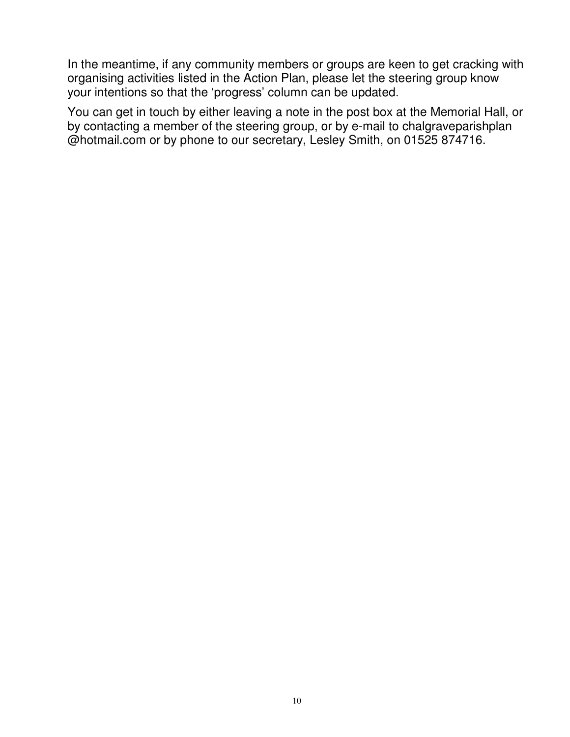In the meantime, if any community members or groups are keen to get cracking with organising activities listed in the Action Plan, please let the steering group know your intentions so that the 'progress' column can be updated.

You can get in touch by either leaving a note in the post box at the Memorial Hall, or by contacting a member of the steering group, or by e-mail to chalgraveparishplan @hotmail.com or by phone to our secretary, Lesley Smith, on 01525 874716.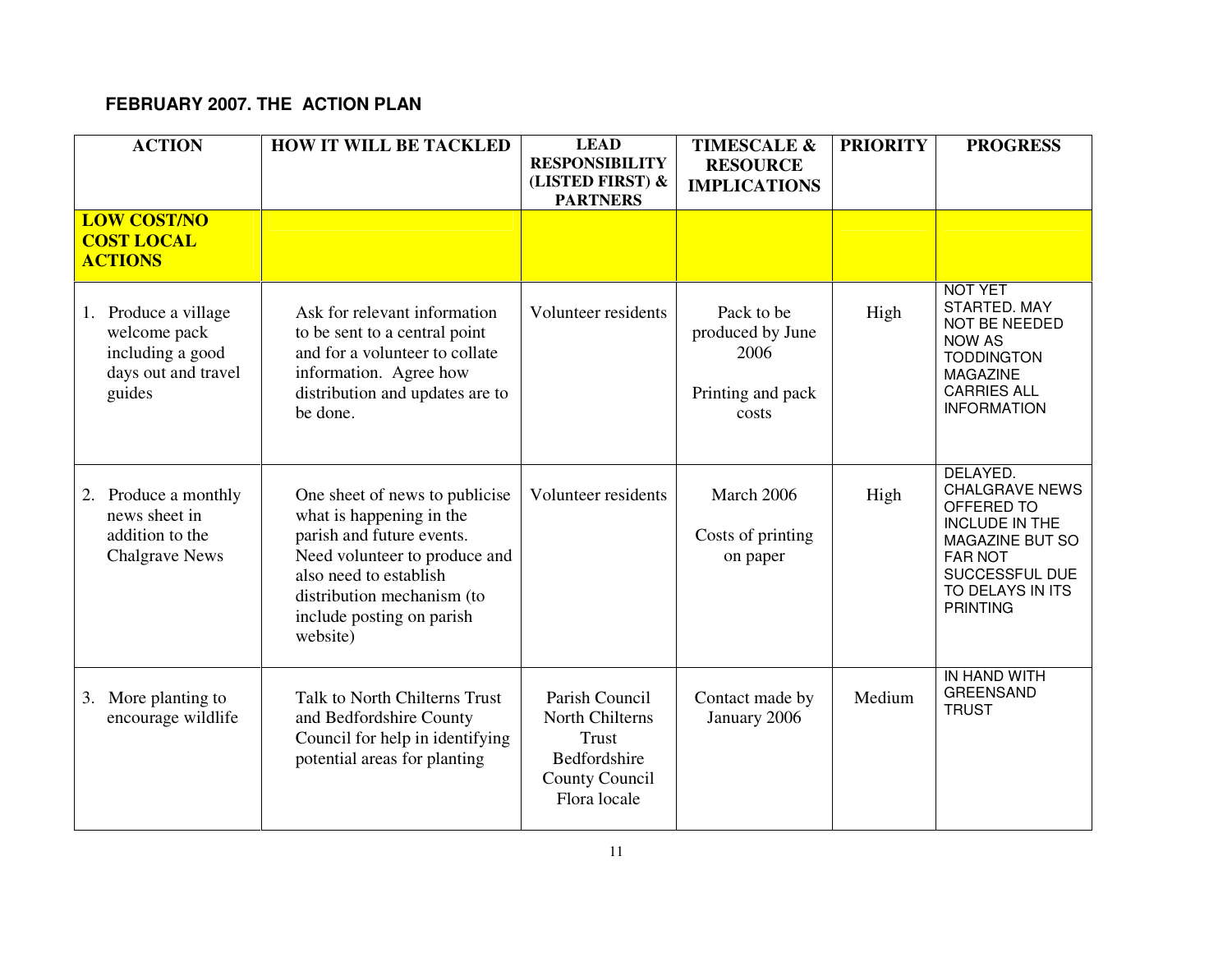**FEBRUARY 2007. THE ACTION PLAN**

| ACTION | HOW IT WILL BE TACKLED | LEAD RESPONSIBILITY (LISTED FIRST) & PARTNERS | TIMESCALE & RESOURCE IMPLICATIONS | PRIORITY | PROGRESS |
|---|---|---|---|---|---|
| **LOW COST/NO COST LOCAL ACTIONS** | | | | | |
| 1. Produce a village welcome pack including a good days out and travel guides | Ask for relevant information to be sent to a central point and for a volunteer to collate information. Agree how distribution and updates are to be done. | Volunteer residents | Pack to be produced by June 2006<br><br>Printing and pack costs | High | NOT YET STARTED. MAY NOT BE NEEDED NOW AS TODDINGTON MAGAZINE CARRIES ALL INFORMATION |
| 2. Produce a monthly news sheet in addition to the Chalgrave News | One sheet of news to publicise what is happening in the parish and future events. Need volunteer to produce and also need to establish distribution mechanism (to include posting on parish website) | Volunteer residents | March 2006<br><br>Costs of printing on paper | High | DELAYED. CHALGRAVE NEWS OFFERED TO INCLUDE IN THE MAGAZINE BUT SO FAR NOT SUCCESSFUL DUE TO DELAYS IN ITS PRINTING |
| 3. More planting to encourage wildlife | Talk to North Chilterns Trust and Bedfordshire County Council for help in identifying potential areas for planting | Parish Council<br>North Chilterns Trust<br>Bedfordshire County Council<br>Flora locale | Contact made by January 2006 | Medium | IN HAND WITH GREENSAND TRUST |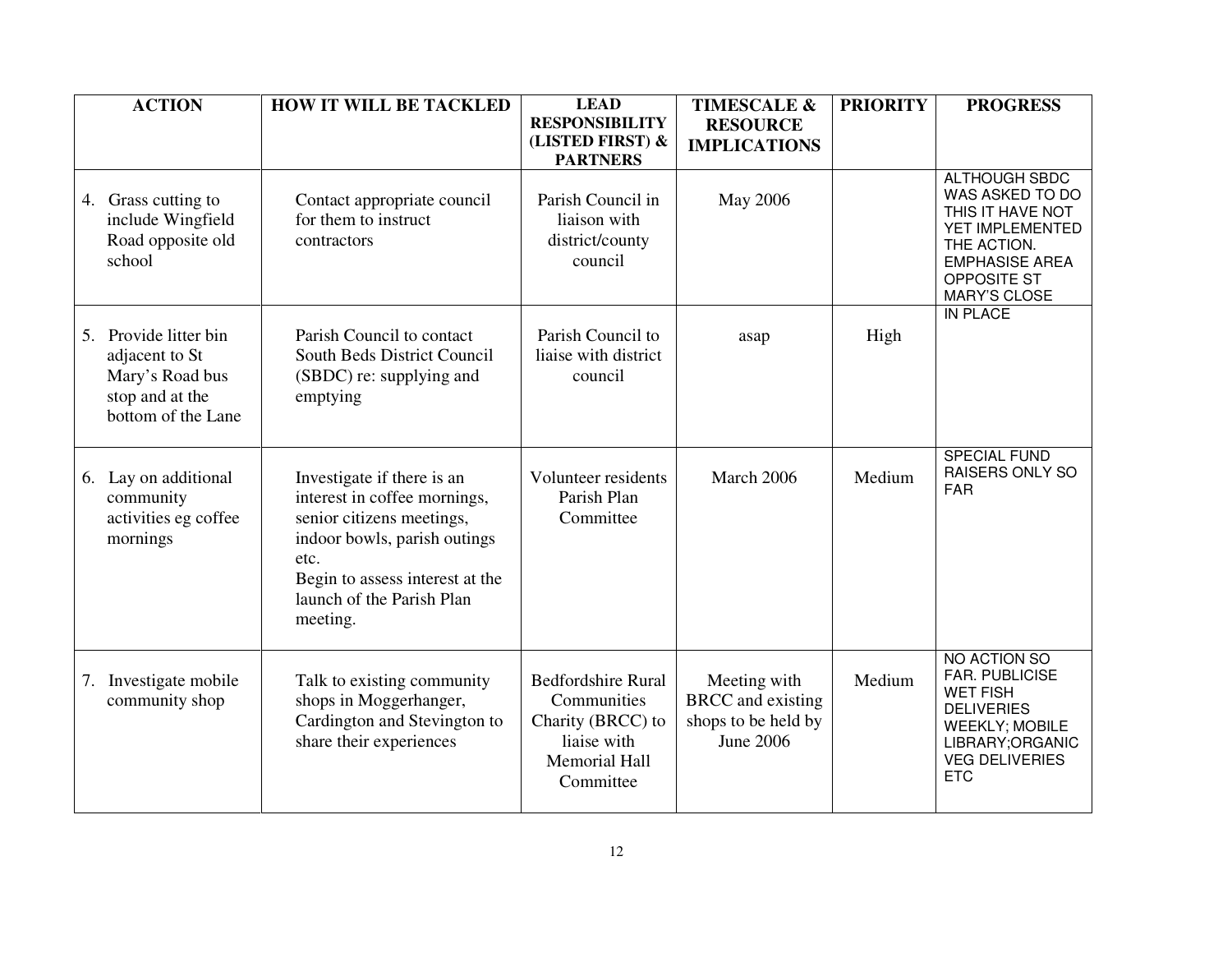| ACTION | HOW IT WILL BE TACKLED | LEAD RESPONSIBILITY (LISTED FIRST) & PARTNERS | TIMESCALE & RESOURCE IMPLICATIONS | PRIORITY | PROGRESS |
|---|---|---|---|---|---|
| 4. Grass cutting to include Wingfield Road opposite old school | Contact appropriate council for them to instruct contractors | Parish Council in liaison with district/county council | May 2006 | | ALTHOUGH SBDC WAS ASKED TO DO THIS IT HAVE NOT YET IMPLEMENTED THE ACTION. EMPHASISE AREA OPPOSITE ST MARY'S CLOSE |
| 5. Provide litter bin adjacent to St Mary's Road bus stop and at the bottom of the Lane | Parish Council to contact South Beds District Council (SBDC) re: supplying and emptying | Parish Council to liaise with district council | asap | High | IN PLACE |
| 6. Lay on additional community activities eg coffee mornings | Investigate if there is an interest in coffee mornings, senior citizens meetings, indoor bowls, parish outings etc.<br>Begin to assess interest at the launch of the Parish Plan meeting. | Volunteer residents Parish Plan Committee | March 2006 | Medium | SPECIAL FUND RAISERS ONLY SO FAR |
| 7. Investigate mobile community shop | Talk to existing community shops in Moggerhanger, Cardington and Stevington to share their experiences | Bedfordshire Rural Communities Charity (BRCC) to liaise with Memorial Hall Committee | Meeting with BRCC and existing shops to be held by June 2006 | Medium | NO ACTION SO FAR. PUBLICISE WET FISH DELIVERIES WEEKLY; MOBILE LIBRARY;ORGANIC VEG DELIVERIES ETC |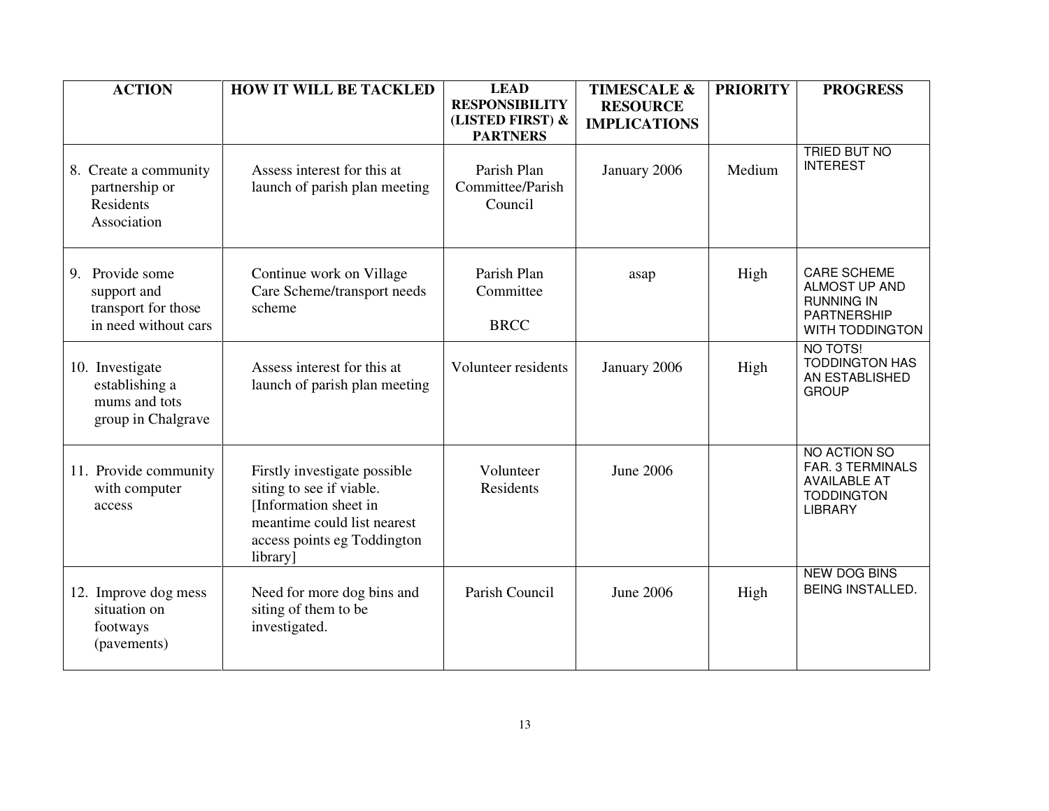| ACTION | HOW IT WILL BE TACKLED | LEAD RESPONSIBILITY (LISTED FIRST) & PARTNERS | TIMESCALE & RESOURCE IMPLICATIONS | PRIORITY | PROGRESS |
|---|---|---|---|---|---|
| 8. Create a community partnership or Residents Association | Assess interest for this at launch of parish plan meeting | Parish Plan Committee/Parish Council | January 2006 | Medium | TRIED BUT NO INTEREST |
| 9. Provide some support and transport for those in need without cars | Continue work on Village Care Scheme/transport needs scheme | Parish Plan Committee<br><br>BRCC | asap | High | CARE SCHEME ALMOST UP AND RUNNING IN PARTNERSHIP WITH TODDINGTON |
| 10. Investigate establishing a mums and tots group in Chalgrave | Assess interest for this at launch of parish plan meeting | Volunteer residents | January 2006 | High | NO TOTS! TODDINGTON HAS AN ESTABLISHED GROUP |
| 11. Provide community with computer access | Firstly investigate possible siting to see if viable. [Information sheet in meantime could list nearest access points eg Toddington library] | Volunteer Residents | June 2006 | | NO ACTION SO FAR. 3 TERMINALS AVAILABLE AT TODDINGTON LIBRARY |
| 12. Improve dog mess situation on footways (pavements) | Need for more dog bins and siting of them to be investigated. | Parish Council | June 2006 | High | NEW DOG BINS BEING INSTALLED. |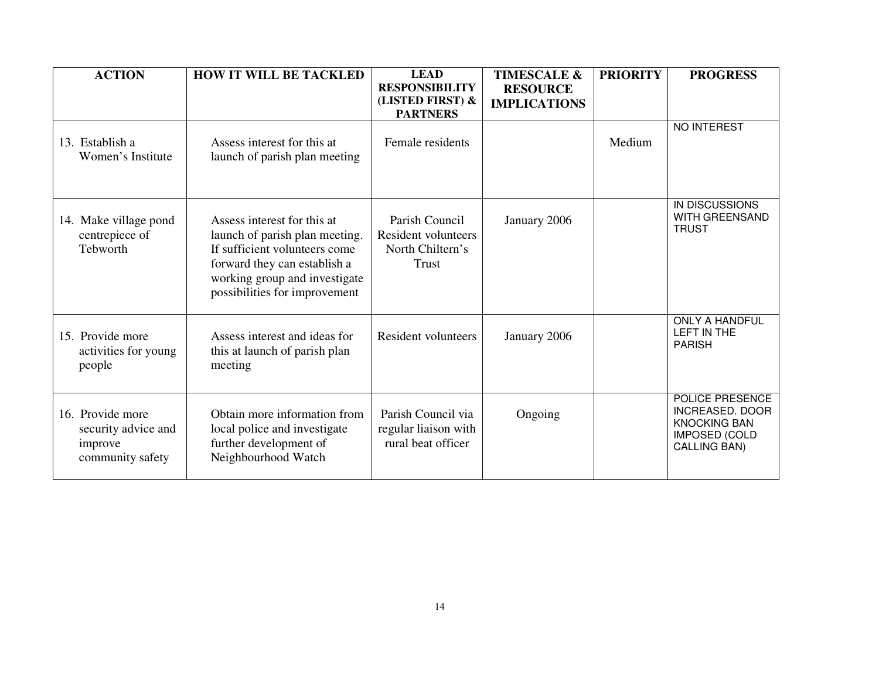| ACTION | HOW IT WILL BE TACKLED | LEAD RESPONSIBILITY (LISTED FIRST) & PARTNERS | TIMESCALE & RESOURCE IMPLICATIONS | PRIORITY | PROGRESS |
| --- | --- | --- | --- | --- | --- |
| 13. Establish a Women's Institute | Assess interest for this at launch of parish plan meeting | Female residents | | Medium | NO INTEREST |
| 14. Make village pond centrepiece of Tebworth | Assess interest for this at launch of parish plan meeting. If sufficient volunteers come forward they can establish a working group and investigate possibilities for improvement | Parish Council<br>Resident volunteers<br>North Chiltern's Trust | January 2006 | | IN DISCUSSIONS WITH GREENSAND TRUST |
| 15. Provide more activities for young people | Assess interest and ideas for this at launch of parish plan meeting | Resident volunteers | January 2006 | | ONLY A HANDFUL LEFT IN THE PARISH |
| 16. Provide more security advice and improve community safety | Obtain more information from local police and investigate further development of Neighbourhood Watch | Parish Council via regular liaison with rural beat officer | Ongoing | | POLICE PRESENCE INCREASED. DOOR KNOCKING BAN IMPOSED (COLD CALLING BAN) |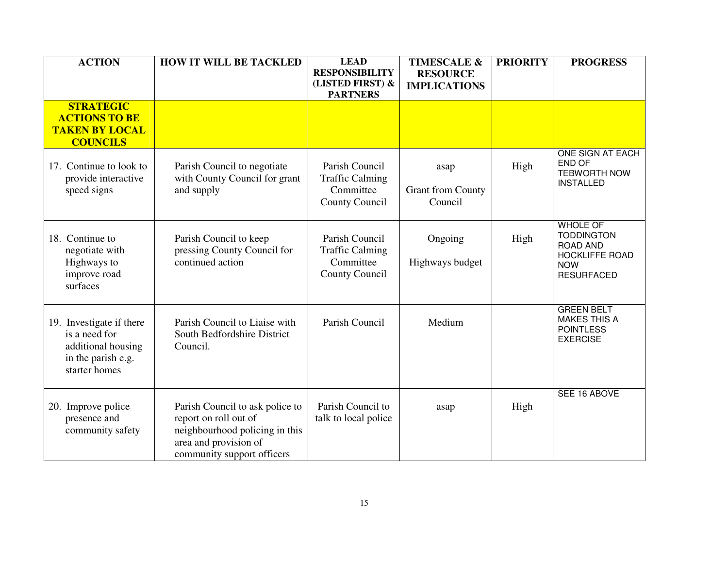| ACTION | HOW IT WILL BE TACKLED | LEAD RESPONSIBILITY (LISTED FIRST) & PARTNERS | TIMESCALE & RESOURCE IMPLICATIONS | PRIORITY | PROGRESS |
|---|---|---|---|---|---|
| **STRATEGIC ACTIONS TO BE TAKEN BY LOCAL COUNCILS** | | | | | |
| 17. Continue to look to provide interactive speed signs | Parish Council to negotiate with County Council for grant and supply | Parish Council Traffic Calming Committee County Council | asap Grant from County Council | High | ONE SIGN AT EACH END OF TEBWORTH NOW INSTALLED |
| 18. Continue to negotiate with Highways to improve road surfaces | Parish Council to keep pressing County Council for continued action | Parish Council Traffic Calming Committee County Council | Ongoing Highways budget | High | WHOLE OF TODDINGTON ROAD AND HOCKLIFFE ROAD NOW RESURFACED |
| 19. Investigate if there is a need for additional housing in the parish e.g. starter homes | Parish Council to Liaise with South Bedfordshire District Council. | Parish Council | Medium | | GREEN BELT MAKES THIS A POINTLESS EXERCISE |
| 20. Improve police presence and community safety | Parish Council to ask police to report on roll out of neighbourhood policing in this area and provision of community support officers | Parish Council to talk to local police | asap | High | SEE 16 ABOVE |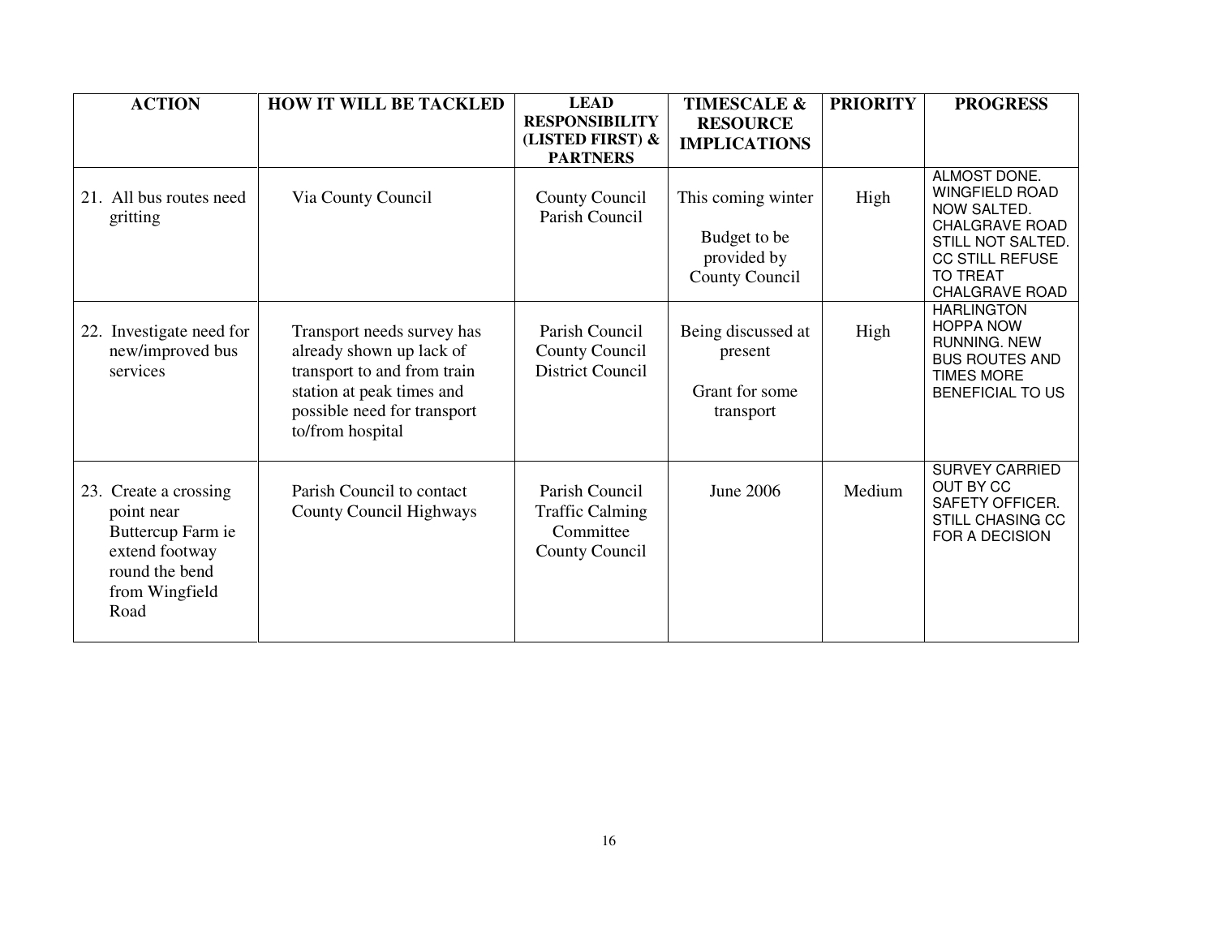| ACTION | HOW IT WILL BE TACKLED | LEAD RESPONSIBILITY (LISTED FIRST) & PARTNERS | TIMESCALE & RESOURCE IMPLICATIONS | PRIORITY | PROGRESS |
|---|---|---|---|---|---|
| 21. All bus routes need gritting | Via County Council | County Council<br>Parish Council | This coming winter<br><br>Budget to be provided by County Council | High | ALMOST DONE. WINGFIELD ROAD NOW SALTED. CHALGRAVE ROAD STILL NOT SALTED. CC STILL REFUSE TO TREAT CHALGRAVE ROAD |
| 22. Investigate need for new/improved bus services | Transport needs survey has already shown up lack of transport to and from train station at peak times and possible need for transport to/from hospital | Parish Council<br>County Council<br>District Council | Being discussed at present<br><br>Grant for some transport | High | HARLINGTON HOPPA NOW RUNNING. NEW BUS ROUTES AND TIMES MORE BENEFICIAL TO US |
| 23. Create a crossing point near Buttercup Farm ie extend footway round the bend from Wingfield Road | Parish Council to contact County Council Highways | Parish Council<br>Traffic Calming Committee<br>County Council | June 2006 | Medium | SURVEY CARRIED OUT BY CC SAFETY OFFICER. STILL CHASING CC FOR A DECISION |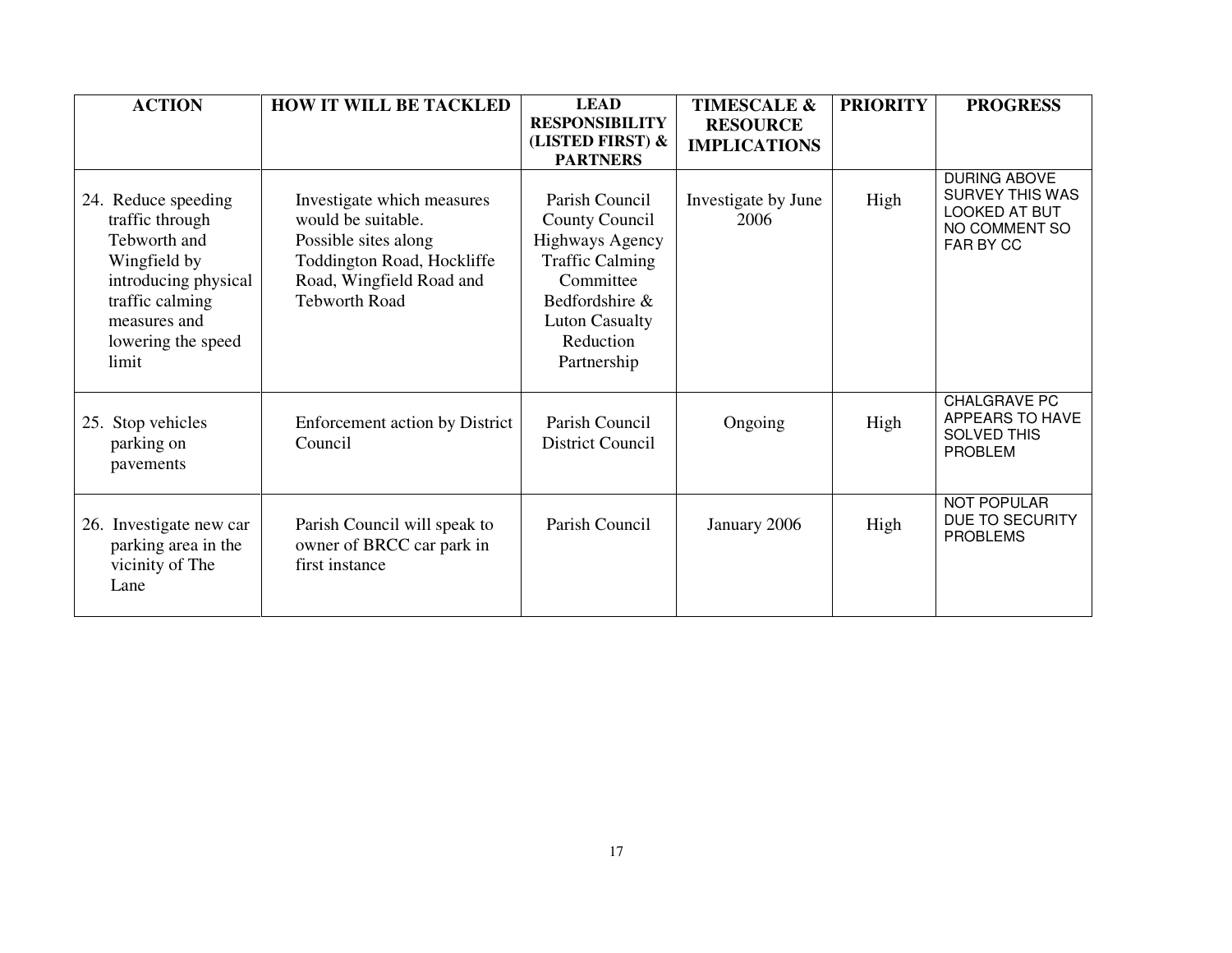| ACTION | HOW IT WILL BE TACKLED | LEAD RESPONSIBILITY (LISTED FIRST) & PARTNERS | TIMESCALE & RESOURCE IMPLICATIONS | PRIORITY | PROGRESS |
|---|---|---|---|---|---|
| 24. Reduce speeding traffic through Tebworth and Wingfield by introducing physical traffic calming measures and lowering the speed limit | Investigate which measures would be suitable. Possible sites along Toddington Road, Hockliffe Road, Wingfield Road and Tebworth Road | Parish Council County Council Highways Agency Traffic Calming Committee Bedfordshire & Luton Casualty Reduction Partnership | Investigate by June 2006 | High | DURING ABOVE SURVEY THIS WAS LOOKED AT BUT NO COMMENT SO FAR BY CC |
| 25. Stop vehicles parking on pavements | Enforcement action by District Council | Parish Council District Council | Ongoing | High | CHALGRAVE PC APPEARS TO HAVE SOLVED THIS PROBLEM |
| 26. Investigate new car parking area in the vicinity of The Lane | Parish Council will speak to owner of BRCC car park in first instance | Parish Council | January 2006 | High | NOT POPULAR DUE TO SECURITY PROBLEMS |